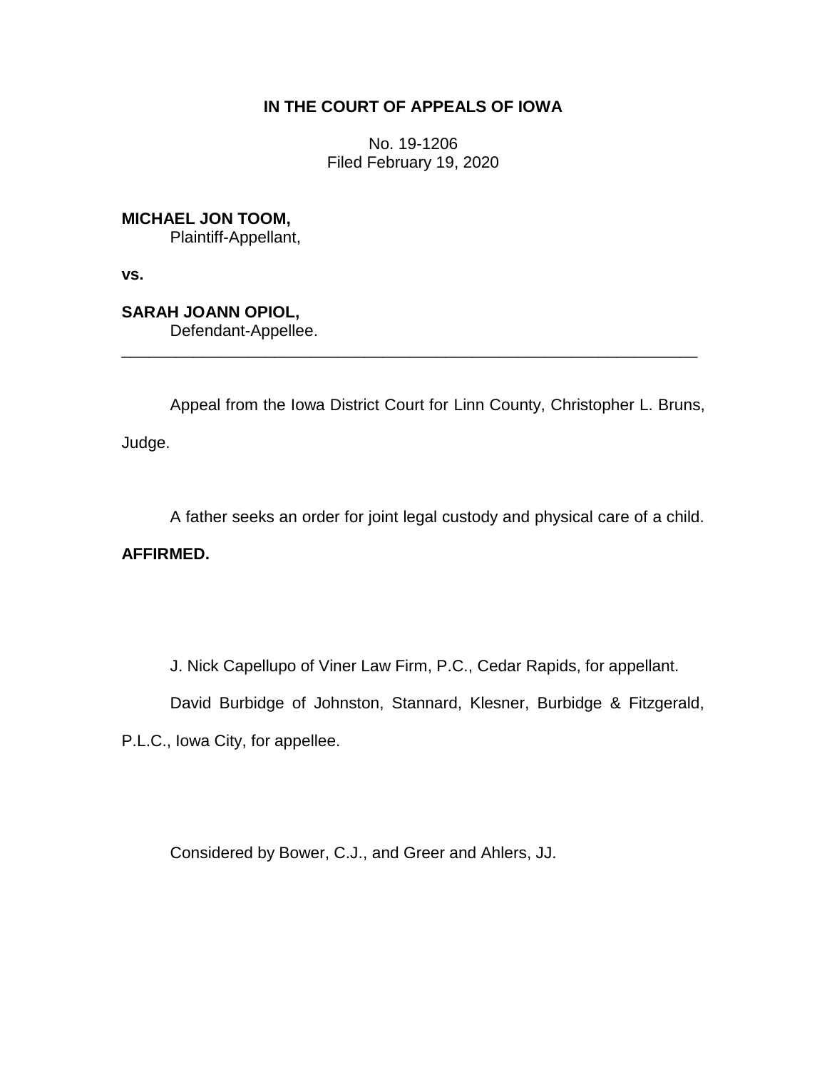**IN THE COURT OF APPEALS OF IOWA**

No. 19-1206
Filed February 19, 2020

**MICHAEL JON TOOM,**
Plaintiff-Appellant,

**vs.**

**SARAH JOANN OPIOL,**
Defendant-Appellee.

---

Appeal from the Iowa District Court for Linn County, Christopher L. Bruns, Judge.

A father seeks an order for joint legal custody and physical care of a child.

**AFFIRMED.**

J. Nick Capellupo of Viner Law Firm, P.C., Cedar Rapids, for appellant.

David Burbidge of Johnston, Stannard, Klesner, Burbidge & Fitzgerald, P.L.C., Iowa City, for appellee.

Considered by Bower, C.J., and Greer and Ahlers, JJ.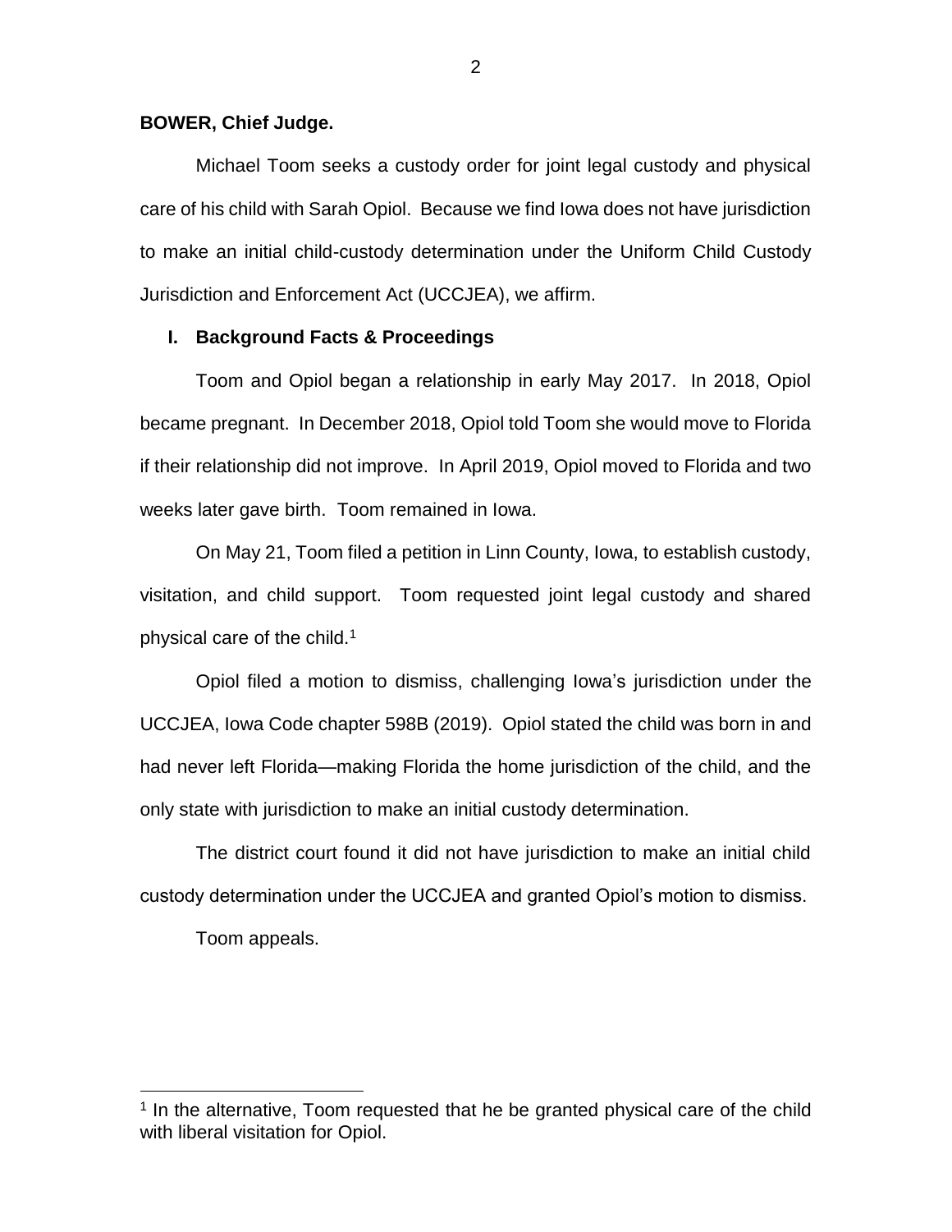**BOWER, Chief Judge.**

Michael Toom seeks a custody order for joint legal custody and physical care of his child with Sarah Opiol. Because we find Iowa does not have jurisdiction to make an initial child-custody determination under the Uniform Child Custody Jurisdiction and Enforcement Act (UCCJEA), we affirm.

## I. Background Facts & Proceedings

Toom and Opiol began a relationship in early May 2017. In 2018, Opiol became pregnant. In December 2018, Opiol told Toom she would move to Florida if their relationship did not improve. In April 2019, Opiol moved to Florida and two weeks later gave birth. Toom remained in Iowa.

On May 21, Toom filed a petition in Linn County, Iowa, to establish custody, visitation, and child support. Toom requested joint legal custody and shared physical care of the child.[1]

Opiol filed a motion to dismiss, challenging Iowa's jurisdiction under the UCCJEA, Iowa Code chapter 598B (2019). Opiol stated the child was born in and had never left Florida—making Florida the home jurisdiction of the child, and the only state with jurisdiction to make an initial custody determination.

The district court found it did not have jurisdiction to make an initial child custody determination under the UCCJEA and granted Opiol's motion to dismiss.

Toom appeals.

[1] In the alternative, Toom requested that he be granted physical care of the child with liberal visitation for Opiol.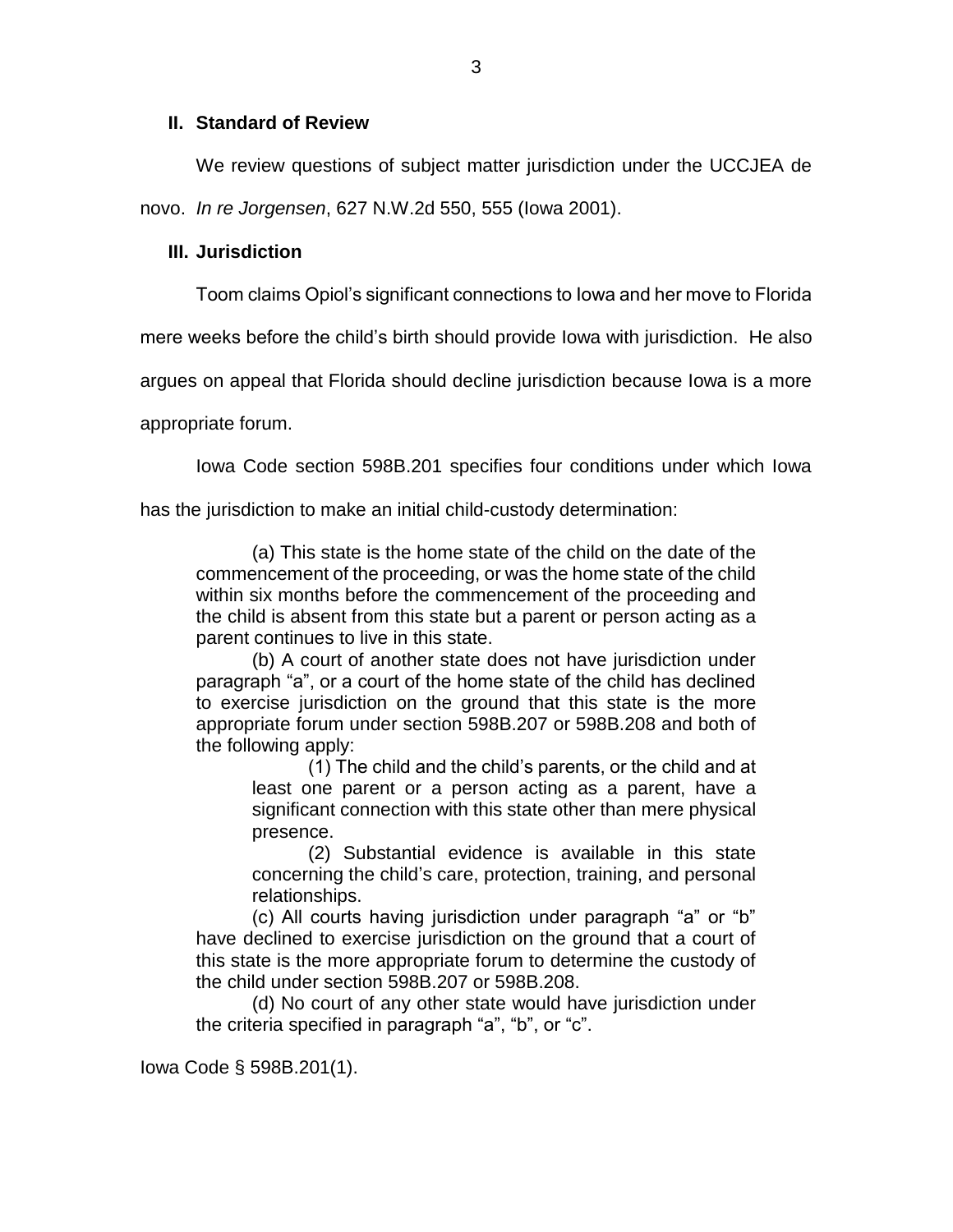## II. Standard of Review

We review questions of subject matter jurisdiction under the UCCJEA de novo. *In re Jorgensen*, 627 N.W.2d 550, 555 (Iowa 2001).

## III. Jurisdiction

Toom claims Opiol's significant connections to Iowa and her move to Florida mere weeks before the child's birth should provide Iowa with jurisdiction. He also argues on appeal that Florida should decline jurisdiction because Iowa is a more appropriate forum.

Iowa Code section 598B.201 specifies four conditions under which Iowa has the jurisdiction to make an initial child-custody determination:

> (a) This state is the home state of the child on the date of the commencement of the proceeding, or was the home state of the child within six months before the commencement of the proceeding and the child is absent from this state but a parent or person acting as a parent continues to live in this state.
>
> (b) A court of another state does not have jurisdiction under paragraph "a", or a court of the home state of the child has declined to exercise jurisdiction on the ground that this state is the more appropriate forum under section 598B.207 or 598B.208 and both of the following apply:
>
> > (1) The child and the child's parents, or the child and at least one parent or a person acting as a parent, have a significant connection with this state other than mere physical presence.
> >
> > (2) Substantial evidence is available in this state concerning the child's care, protection, training, and personal relationships.
>
> (c) All courts having jurisdiction under paragraph "a" or "b" have declined to exercise jurisdiction on the ground that a court of this state is the more appropriate forum to determine the custody of the child under section 598B.207 or 598B.208.
>
> (d) No court of any other state would have jurisdiction under the criteria specified in paragraph "a", "b", or "c".

Iowa Code § 598B.201(1).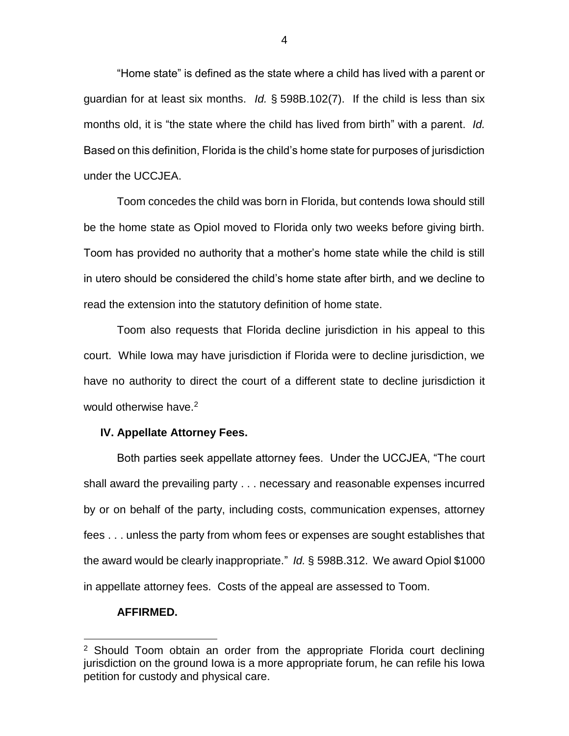"Home state" is defined as the state where a child has lived with a parent or guardian for at least six months. *Id.* § 598B.102(7). If the child is less than six months old, it is "the state where the child has lived from birth" with a parent. *Id.* Based on this definition, Florida is the child's home state for purposes of jurisdiction under the UCCJEA.

Toom concedes the child was born in Florida, but contends Iowa should still be the home state as Opiol moved to Florida only two weeks before giving birth. Toom has provided no authority that a mother's home state while the child is still in utero should be considered the child's home state after birth, and we decline to read the extension into the statutory definition of home state.

Toom also requests that Florida decline jurisdiction in his appeal to this court. While Iowa may have jurisdiction if Florida were to decline jurisdiction, we have no authority to direct the court of a different state to decline jurisdiction it would otherwise have.[2]

### IV. Appellate Attorney Fees.

Both parties seek appellate attorney fees. Under the UCCJEA, "The court shall award the prevailing party . . . necessary and reasonable expenses incurred by or on behalf of the party, including costs, communication expenses, attorney fees . . . unless the party from whom fees or expenses are sought establishes that the award would be clearly inappropriate." *Id.* § 598B.312. We award Opiol $1000 in appellate attorney fees. Costs of the appeal are assessed to Toom.

**AFFIRMED.**

---

[2] Should Toom obtain an order from the appropriate Florida court declining jurisdiction on the ground Iowa is a more appropriate forum, he can refile his Iowa petition for custody and physical care.